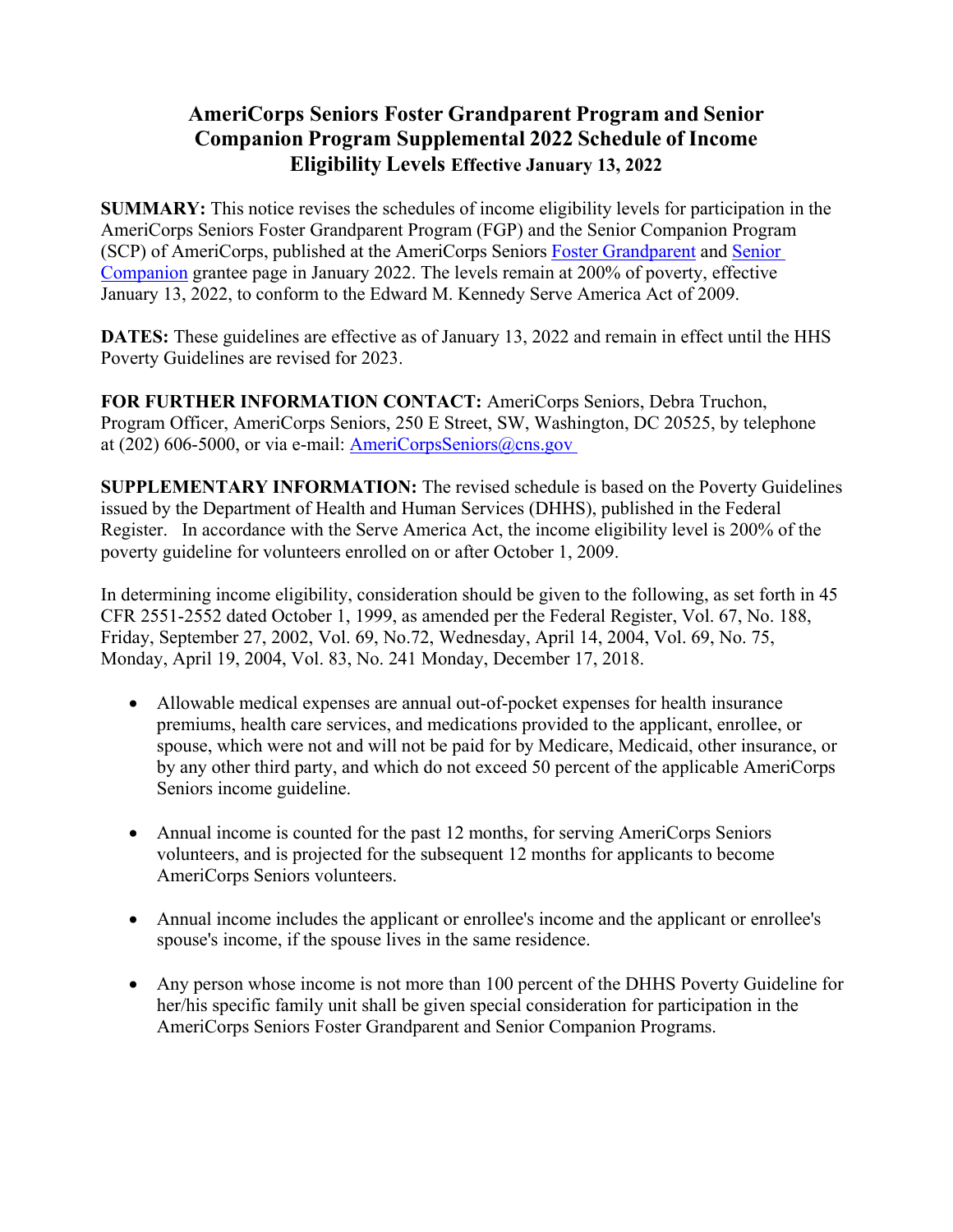# AmeriCorps Seniors Foster Grandparent Program and Senior Companion Program Supplemental 2022 Schedule of Income Eligibility Levels Effective January 13, 2022

**SUMMARY:** This notice revises the schedules of income eligibility levels for participation in the AmeriCorps Seniors Foster Grandparent Program (FGP) and the Senior Companion Program (SCP) of AmeriCorps, published at the AmeriCorps Seniors Foster Grandparent and Senior Companion grantee page in January 2022. The levels remain at 200% of poverty, effective January 13, 2022, to conform to the Edward M. Kennedy Serve America Act of 2009.

**DATES:** These guidelines are effective as of January 13, 2022 and remain in effect until the HHS Poverty Guidelines are revised for 2023.

**FOR FURTHER INFORMATION CONTACT:** AmeriCorps Seniors, Debra Truchon, Program Officer, AmeriCorps Seniors, 250 E Street, SW, Washington, DC 20525, by telephone at (202) 606-5000, or via e-mail: AmeriCorpsSeniors@cns.gov

**SUPPLEMENTARY INFORMATION:** The revised schedule is based on the Poverty Guidelines issued by the Department of Health and Human Services (DHHS), published in the Federal Register. In accordance with the Serve America Act, the income eligibility level is 200% of the poverty guideline for volunteers enrolled on or after October 1, 2009.

In determining income eligibility, consideration should be given to the following, as set forth in 45 CFR 2551-2552 dated October 1, 1999, as amended per the Federal Register, Vol. 67, No. 188, Friday, September 27, 2002, Vol. 69, No.72, Wednesday, April 14, 2004, Vol. 69, No. 75, Monday, April 19, 2004, Vol. 83, No. 241 Monday, December 17, 2018.

- Allowable medical expenses are annual out-of-pocket expenses for health insurance premiums, health care services, and medications provided to the applicant, enrollee, or spouse, which were not and will not be paid for by Medicare, Medicaid, other insurance, or by any other third party, and which do not exceed 50 percent of the applicable AmeriCorps Seniors income guideline.

- Annual income is counted for the past 12 months, for serving AmeriCorps Seniors volunteers, and is projected for the subsequent 12 months for applicants to become AmeriCorps Seniors volunteers.

- Annual income includes the applicant or enrollee's income and the applicant or enrollee's spouse's income, if the spouse lives in the same residence.

- Any person whose income is not more than 100 percent of the DHHS Poverty Guideline for her/his specific family unit shall be given special consideration for participation in the AmeriCorps Seniors Foster Grandparent and Senior Companion Programs.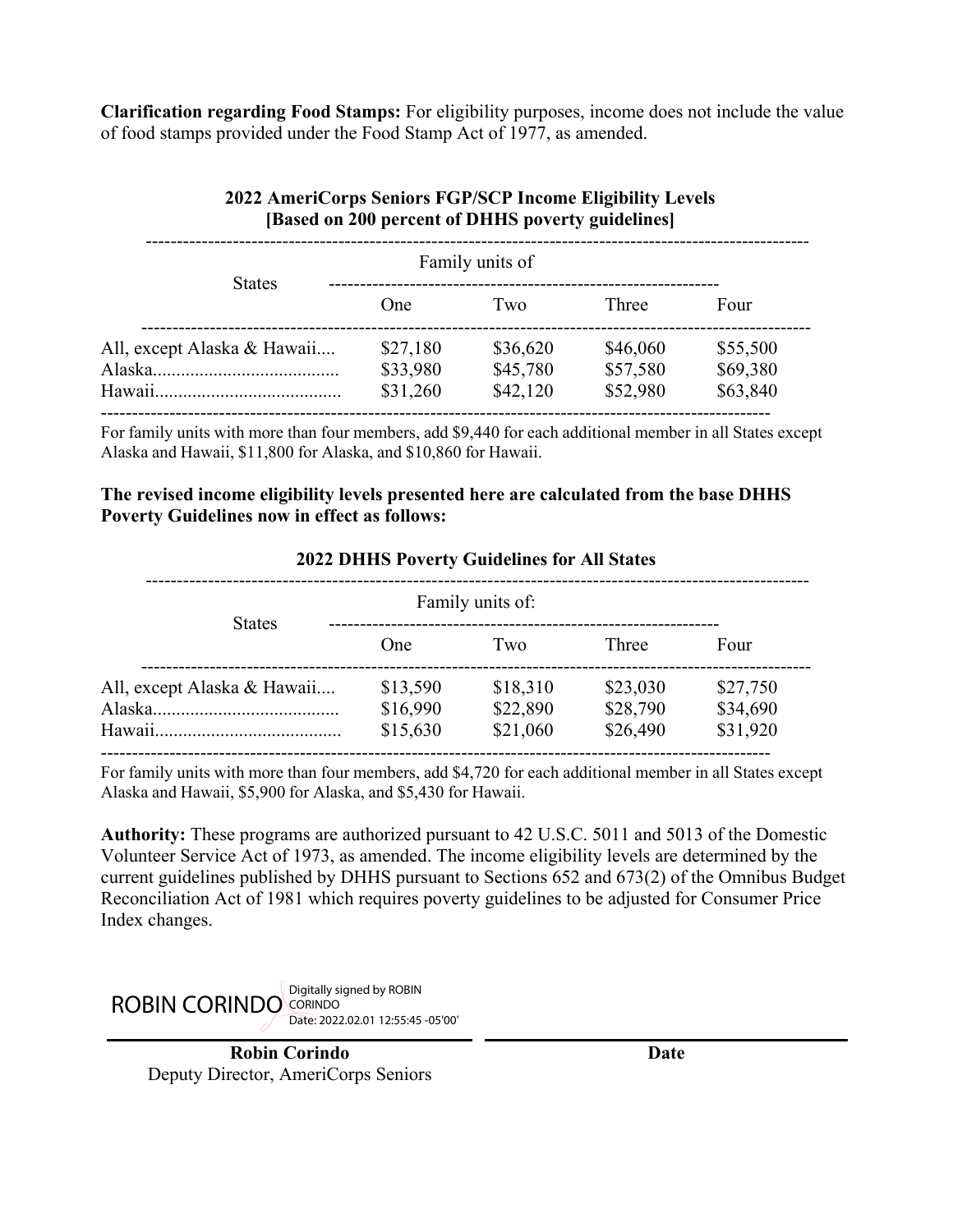**Clarification regarding Food Stamps:** For eligibility purposes, income does not include the value of food stamps provided under the Food Stamp Act of 1977, as amended.

**2022 AmeriCorps Seniors FGP/SCP Income Eligibility Levels [Based on 200 percent of DHHS poverty guidelines]**

| States | Family units of | | | |
|---|---|---|---|---|
| | One | Two | Three | Four |
| All, except Alaska & Hawaii.... | $27,180 | $36,620 | $46,060 | $55,500 |
| Alaska........................................ | $33,980 | $45,780 | $57,580 | $69,380 |
| Hawaii........................................ | $31,260 | $42,120 | $52,980 | $63,840 |

For family units with more than four members, add $9,440 for each additional member in all States except Alaska and Hawaii, $11,800 for Alaska, and $10,860 for Hawaii.

**The revised income eligibility levels presented here are calculated from the base DHHS Poverty Guidelines now in effect as follows:**

**2022 DHHS Poverty Guidelines for All States**

| States | Family units of: | | | |
|---|---|---|---|---|
| | One | Two | Three | Four |
| All, except Alaska & Hawaii.... | $13,590 | $18,310 | $23,030 | $27,750 |
| Alaska........................................ | $16,990 | $22,890 | $28,790 | $34,690 |
| Hawaii........................................ | $15,630 | $21,060 | $26,490 | $31,920 |

For family units with more than four members, add $4,720 for each additional member in all States except Alaska and Hawaii, $5,900 for Alaska, and $5,430 for Hawaii.

**Authority:** These programs are authorized pursuant to 42 U.S.C. 5011 and 5013 of the Domestic Volunteer Service Act of 1973, as amended. The income eligibility levels are determined by the current guidelines published by DHHS pursuant to Sections 652 and 673(2) of the Omnibus Budget Reconciliation Act of 1981 which requires poverty guidelines to be adjusted for Consumer Price Index changes.

ROBIN CORINDO Digitally signed by ROBIN CORINDO Date: 2022.02.01 12:55:45 -05'00'

**Robin Corindo**
Deputy Director, AmeriCorps Seniors

**Date**